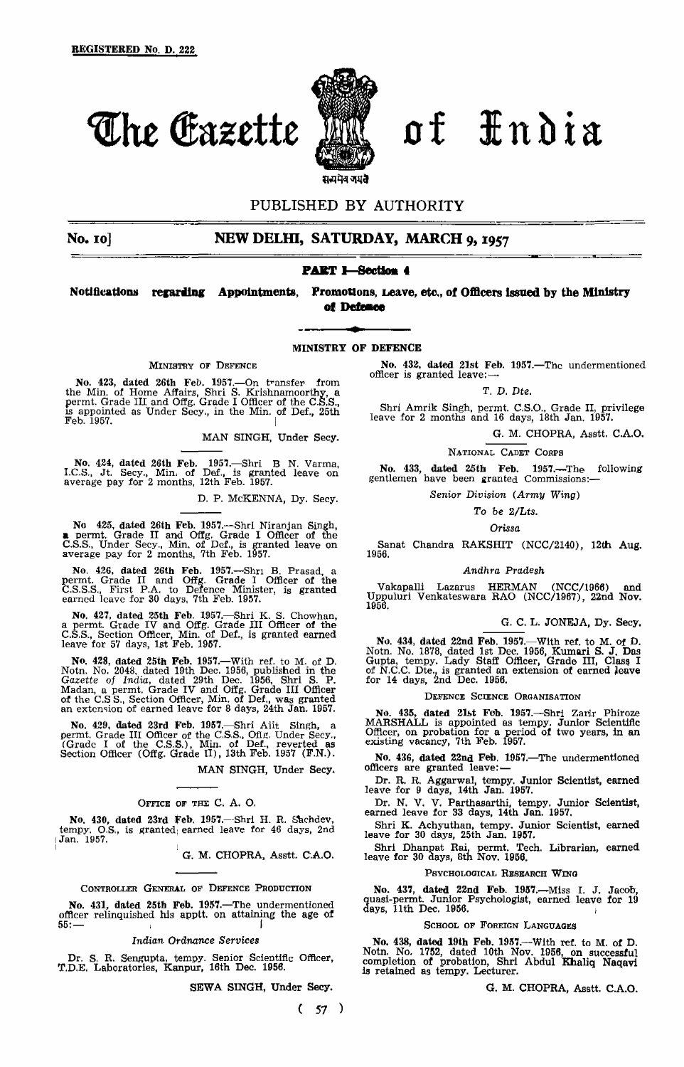REGISTERED No. D. 222

# The Gazette of India

सत्यमेव जयते

PUBLISHED BY AUTHORITY

**No. 10] NEW DELHI, SATURDAY, MARCH 9, 1957**

## PART I—Section 4

**Notifications regarding Appointments, Promotions, Leave, etc., of Officers issued by the Ministry of Defence**

## MINISTRY OF DEFENCE

### MINISTRY OF DEFENCE

**No. 423, dated 26th Feb. 1957.**—On transfer from the Min. of Home Affairs, Shri S. Krishnamoorthy, a permt. Grade III and Offg. Grade I Officer of the C.S.S., is appointed as Under Secy., in the Min. of Def., 25th Feb. 1957.

MAN SINGH, Under Secy.

**No. 424, dated 26th Feb. 1957.**—Shri B N. Varma, I.C.S., Jt. Secy., Min. of Def., is granted leave on average pay for 2 months, 12th Feb. 1957.

D. P. McKENNA, Dy. Secy.

**No 425, dated 26th Feb. 1957.**—Shri Niranjan Singh, a permt. Grade II and Offg. Grade I Officer of the C.S.S., Under Secy., Min. of Def., is granted leave on average pay for 2 months, 7th Feb. 1957.

**No. 426, dated 26th Feb. 1957.**—Shri B. Prasad, a permt. Grade II and Offg. Grade I Officer of the C.S.S.S., First P.A. to Defence Minister, is granted earned leave for 30 days, 7th Feb. 1957.

**No. 427, dated 25th Feb. 1957.**—Shri K. S. Chowhan, a permt. Grade IV and Offg. Grade III Officer of the C.S.S., Section Officer, Min. of Def., is granted earned leave for 57 days, 1st Feb. 1957.

**No. 428, dated 25th Feb. 1957.**—With ref. to M. of D. Notn. No. 2048, dated 19th Dec. 1956, published in the *Gazette of India*, dated 29th Dec. 1956, Shri S. P. Madan, a permt. Grade IV and Offg. Grade III Officer of the C.S S., Section Officer, Min. of Def., was granted an extension of earned leave for 8 days, 24th Jan. 1957.

**No. 429, dated 23rd Feb. 1957.**—Shri Ajit Singh, a permt. Grade III Officer of the C.S.S., Offg. Under Secy., (Grade I of the C.S.S.), Min. of Def., reverted as Section Officer (Offg. Grade II), 13th Feb. 1957 (F.N.).

MAN SINGH, Under Secy.

### OFFICE OF THE C. A. O.

**No. 430, dated 23rd Feb. 1957.**—Shri H. R. Sachdev, tempy. O.S., is granted earned leave for 46 days, 2nd Jan. 1957.

G. M. CHOPRA, Asstt. C.A.O.

### CONTROLLER GENERAL OF DEFENCE PRODUCTION

**No. 431, dated 25th Feb. 1957.**—The undermentioned officer relinquished his appt. on attaining the age of 55:—

*Indian Ordnance Services*

Dr. S. R. Sengupta, tempy. Senior Scientific Officer, T.D.E. Laboratories, Kanpur, 16th Dec. 1956.

SEWA SINGH, Under Secy.

**No. 432, dated 21st Feb. 1957.**—The undermentioned officer is granted leave:—

*T. D. Dte.*

Shri Amrik Singh, permt. C.S.O., Grade II, privilege leave for 2 months and 16 days, 18th Jan. 1957.

G. M. CHOPRA, Asstt. C.A.O.

### NATIONAL CADET CORPS

**No. 433, dated 25th Feb. 1957.**—The following gentlemen have been granted Commissions:—

*Senior Division (Army Wing)*

*To be 2/Lts.*

*Orissa*

Sanat Chandra RAKSHIT (NCC/2140), 12th Aug. 1956.

*Andhra Pradesh*

Vakapalli Lazarus HERMAN (NCC/1966) and Uppuluri Venkateswara RAO (NCC/1967), 22nd Nov. 1956.

G. C. L. JONEJA, Dy. Secy.

**No. 434, dated 22nd Feb. 1957.**—With ref. to M. of D. Notn. No. 1878, dated 1st Dec. 1956, Kumari S. J. Das Gupta, tempy. Lady Staff Officer, Grade III, Class I of N.C.C. Dte., is granted an extension of earned leave for 14 days, 2nd Dec. 1956.

### DEFENCE SCIENCE ORGANISATION

**No. 435, dated 21st Feb. 1957.**—Shri Zarir Phiroze MARSHALL is appointed as tempy. Junior Scientific Officer, on probation for a period of two years, in an existing vacancy, 7th Feb. 1957.

**No. 436, dated 22nd Feb. 1957.**—The undermentioned officers are granted leave:—

Dr. R. R. Aggarwal, tempy. Junior Scientist, earned leave for 9 days, 14th Jan. 1957.

Dr. N. V. V. Parthasarthi, tempy. Junior Scientist, earned leave for 33 days, 14th Jan. 1957.

Shri K. Achyuthan, tempy. Junior Scientist, earned leave for 30 days, 25th Jan. 1957.

Shri Dhanpat Rai, permt. Tech. Librarian, earned leave for 30 days, 8th Nov. 1956.

### PSYCHOLOGICAL RESEARCH WING

**No. 437, dated 22nd Feb. 1957.**—Miss I. J. Jacob, quasi-permt. Junior Psychologist, earned leave for 19 days, 11th Dec. 1956.

### SCHOOL OF FOREIGN LANGUAGES

**No. 438, dated 19th Feb. 1957.**—With ref. to M. of D. Notn. No. 1752, dated 10th Nov. 1956, on successful completion of probation, Shri Abdul Khaliq Naqavi is retained as tempy. Lecturer.

G. M. CHOPRA, Asstt. C.A.O.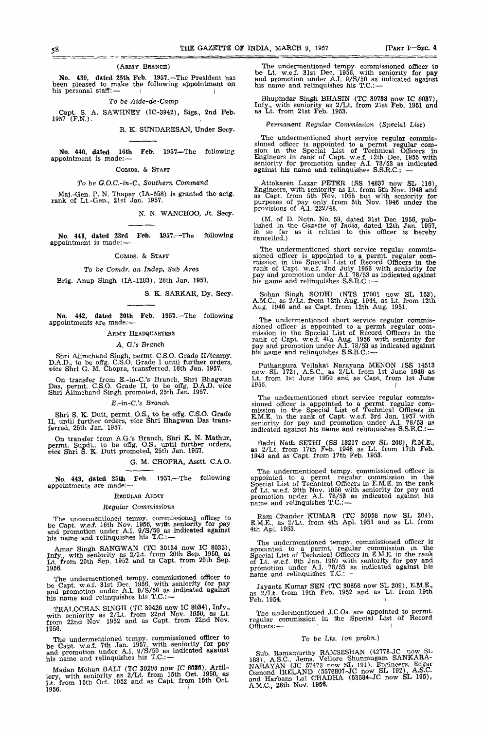(ARMY BRANCH)

No. 439, dated 25th Feb. 1957.—The President has been pleased to make the following appointment on his personal staff:—

*To be Aide-de-Camp*

Capt. S. A. SAWHNEY (IC-3942), Sigs., 2nd Feb. 1957 (F.N.).

R. K. SUNDARESAN, Under Secy.

---

No. 440, dated 16th Feb. 1957—The following appointment is made:—

COMDS. & STAFF

*To be G.O.C.-in-C., Southern Command*

Maj.-Gen. P. N. Thapar (IA-558) is granted the actg. rank of Lt.-Gen., 21st Jan. 1957.

N. N. WANCHOO, Jt. Secy.

---

No. 441, dated 23rd Feb. 1957.—The following appointment is made:—

COMDS. & STAFF

*To be Comdr. an Indep. Sub Area*

Brig. Anup Singh (IA-1283), 28th Jan. 1957.

S. K. SARKAR, Dy. Secy.

---

No. 442, dated 20th Feb. 1957.—The following appointments are made:—

ARMY HEADQUARTERS

*A. G.'s Branch*

Shri Alimchand Singh, permt. C.S.O. Grade II/tempy. D.A.D., to be offg. C.S.O. Grade I until further orders, *vice* Shri G. M. Chopra, transferred, 16th Jan. 1957.

On transfer from E.-in-C.'s Branch, Shri Bhagwan Das, permt. C.S.O. Grade II, to be offg. D.A.D. *vice* Shri Alimchand Singh promoted, 25th Jan. 1957.

*E.-in-C.'s Branch*

Shri S. K. Dutt, permt. O.S., to be offg. C.S.O. Grade II, until further orders, *vice* Shri Bhagwan Das transferred, 25th Jan. 1957.

On transfer from A.G.'s Branch, Shri K. N. Mathur, permt. Supdt., to be offg. O.S., until further orders, *vice* Shri S. K. Dutt promoted, 25th Jan. 1957.

G. M. CHOPRA, Asstt. C.A.O.

---

No. 443, dated 25th Feb. 1957.—The following appointments are made:—

REGULAR ARMY

*Regular Commissions*

The undermentioned tempy. commissioned officer to be Capt. w.e.f. 16th Nov. 1956, with seniority for pay and promotion under A.I. 9/S/50 as indicated against his name and relinquishes his T.C.:—

Amar Singh SANGWAN (TC 30134 now IC 8035), Infy., with seniority as 2/Lt. from 20th Sep. 1950, as Lt. from 20th Sep. 1952 and as Capt. from 20th Sep. 1956.

The undermentioned tempy. commissioned officer to be Capt. w.e.f. 31st Dec. 1956, with seniority for pay and promotion under A.I. 9/S/50 as indicated against his name and relinquishes his T.C.:—

TRALOCHAN SINGH (TC 30426 now IC 8034), Infy., with seniority as 2/Lt. from 22nd Nov. 1950, as Lt. from 22nd Nov. 1952 and as Capt. from 22nd Nov. 1956.

The undermentioned tempy. commissioned officer to be Capt. w.e.f. 7th Jan. 1957, with seniority for pay and promotion under A.I. 9/S/50 as indicated against his name and relinquishes his T.C.:—

Madan Mohan BALI (TC 30208 now IC 8036), Artillery, with seniority as 2/Lt. from 15th Oct. 1950, as Lt. from 15th Oct. 1952 and as Capt. from 15th Oct. 1956.

The undermentioned tempy. commissioned officer to be Lt. w.e.f. 31st Dec. 1956, with seniority for pay and promotion under A.I. 9/S/50 as indicated against his name and relinquishes his T.C.:—

Bhupindar Singh BHASIN (TC 30738 now IC 8037), Infy., with seniority as 2/Lt. from 21st Feb. 1951 and as Lt. from 21st Feb. 1953.

*Permanent Regular Commission (Special List)*

The undermentioned short service regular commissioned officer is appointed to a permt. regular commission in the Special List of Technical Officers in Engineers in rank of Capt. w.e.f. 12th Dec. 1955 with seniority for promotion under A.I. 78/53 as indicated against his name and relinquishes S.S.R.C.:—

Attokaren Lazar PETER (SS 14837 now SL 116), Engineers, with seniority as Lt. from 5th Nov. 1948 and as Capt. from 5th Nov. 1955 but with seniority for purposes of pay only from 5th Nov. 1946 under the provisions of A.I. 222/48.

(M. of D. Notn. No. 59, dated 31st Dec. 1956, published in the *Gazette of India*, dated 12th Jan. 1957, in so far as it relates to this officer is hereby cancelled.)

The undermentioned short service regular commissioned officer is appointed to a permt. regular commission in the Special List of Record Officers in the rank of Capt. w.e.f. 2nd July 1956 with seniority for pay and promotion under A.I. 78/53 as indicated against his name and relinquishes S.S.R.C.:—

Sohan Singh SODHI (NTS 17001 now SL 153), A.M.C., as 2/Lt. from 12th Aug. 1944, as Lt. from 12th Aug. 1946 and as Capt. from 12th Aug. 1951.

The undermentioned short service regular commissioned officer is appointed to a permt. regular commission in the Special List of Record Officers in the rank of Capt. w.e.f. 4th Aug. 1956 with seniority for pay and promotion under A.I. 78/53 as indicated against his name and relinquishes S.S.R.C.:—

Puthanpura Vellakat Narayana MENON (SS 14513 now SL 172), A.S.C., as 2/Lt. from 1st June 1948 as Lt. from 1st June 1950 and as Capt. from 1st June 1955.

The undermentioned short service regular commissioned officer is appointed to a permt. regular commission in the Special List of Technical Officers in E.M.E. in the rank of Capt. w.e.f. 3rd Jan. 1957 with seniority for pay and promotion under A.I. 78/53 as indicated against his name and relinquishes S.S.R.C.:—

Badri Nath SETHI (SS 13217 now SL 208), E.M.E., as 2/Lt. from 17th Feb. 1946 as Lt. from 17th Feb. 1948 and as Capt. from 17th Feb. 1953.

The undermentioned tempy. commissioned officer is appointed to a permt. regular commission in the Special List of Technical Officers in E.M.E. in the rank of Lt. w.e.f. 26th Nov. 1956 with seniority for pay and promotion under A.I. 78/53 as indicated against his name and relinquishes T.C.:—

Ram Chander KUMAR (TC 30058 now SL 204), E.M.E., as 2/Lt. from 4th Apl. 1951 and as Lt. from 4th Apl. 1953.

The undermentioned tempy. commissioned officer is appointed to a permt. regular commission in the Special List of Technical Officers in E.M.E. in the rank of Lt. w.e.f. 8th Jan. 1957 with seniority for pay and promotion under A.I. 78/53 as indicated against his name and relinquishes T.C.:—

Jayanta Kumar SEN (TC 30858 now SL 209), E.M.E., as 2/Lt. from 19th Feb. 1952 and as Lt. from 19th Feb. 1954.

The undermentioned J.C.Os. are appointed to permt. regular commission in the Special List of Record Officers:—

*To be Lts. (on probn.)*

Sub. Ramamurthy RAMSESHAN (42778-JC now SL 188), A.S.C., Jems. Vellore Shunmugam SANKARANARAYAN (JC 57473 now SL 191), Engineers, Edgar Osmond IRELAND (5576807-JC now SL 192), A.S.C. and Harbans Lal CHADHA (53584-JC now SL 195), A.M.C., 26th Nov. 1956.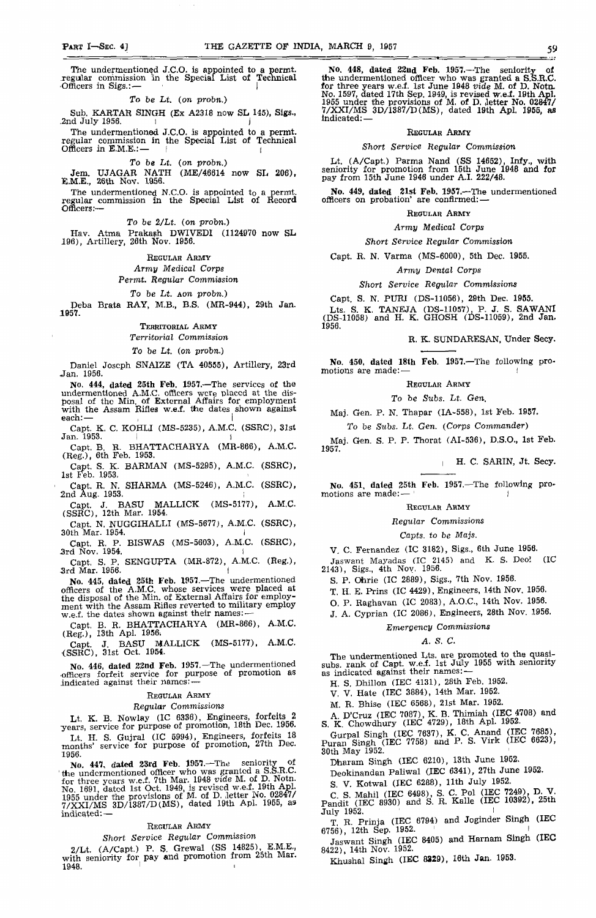The undermentioned J.C.O. is appointed to a permt. regular commission in the Special List of Technical Officers in Sigs.:—

*To be Lt. (on probn.)*

Sub. KARTAR SINGH (Ex A2318 now SL 145), Sigs., 2nd July 1956.

The undermentioned J.C.O. is appointed to a permt. regular commission in the Special List of Technical Officers in E.M.E.:—

*To be Lt. (on probn.)*

Jem. UJAGAR NATH (ME/46614 now SL 206), E.M.E., 26th Nov. 1956.

The undermentioned N.C.O. is appointed to a permt. regular commission in the Special List of Record Officers:—

*To be 2/Lt. (on probn.)*

Hav. Atma Prakash DWIVEDI (1124970 now SL 196), Artillery, 26th Nov. 1956.

REGULAR ARMY

*Army Medical Corps*

*Permt. Regular Commission*

*To be Lt. (on probn.)*

Deba Brata RAY, M.B., B.S. (MR-944), 29th Jan. 1957.

TERRITORIAL ARMY

*Territorial Commission*

*To be Lt. (on probn.)*

Daniel Joseph SNAIZE (TA 40555), Artillery, 23rd Jan. 1956.

**No. 444, dated 25th Feb. 1957.**—The services of the undermentioned A.M.C. officers were placed at the disposal of the Min. of External Affairs for employment with the Assam Rifles w.e.f. the dates shown against each:—

Capt. K. C. KOHLI (MS-5235), A.M.C. (SSRC), 31st Jan. 1953.

Capt. B. R. BHATTACHARYA (MR-866), A.M.C. (Reg.), 6th Feb. 1953.

Capt. S. K. BARMAN (MS-5295), A.M.C. (SSRC), 1st Feb. 1953.

Capt. R. N. SHARMA (MS-5246), A.M.C. (SSRC), 2nd Aug. 1953.

Capt. J. BASU MALLICK (MS-5177), A.M.C. (SSRC), 12th Mar. 1954.

Capt. N. NUGGIHALLI (MS-5677), A.M.C. (SSRC), 30th Mar. 1954.

Capt. R. P. BISWAS (MS-5603), A.M.C. (SSRC), 3rd Nov. 1954.

Capt. S. P. SENGUPTA (MR-872), A.M.C. (Reg.), 3rd Mar. 1956.

**No. 445, dated 25th Feb. 1957.**—The undermentioned officers of the A.M.C. whose services were placed at the disposal of the Min. of External Affairs for employment with the Assam Rifles reverted to military employ w.e.f. the dates shown against their names:—

Capt. B. R. BHATTACHARYA (MR-866), A.M.C. (Reg.), 13th Apl. 1956.

Capt. J. BASU MALLICK (MS-5177), A.M.C. (SSRC), 31st Oct. 1954.

**No. 446, dated 22nd Feb. 1957.**—The undermentioned officers forfeit service for purpose of promotion as indicated against their names:—

REGULAR ARMY

*Regular Commissions*

Lt. K. B. Nowlay (IC 6336), Engineers, forfeits 2 years, service for purpose of promotion, 18th Dec. 1956.

Lt. H. S. Gujral (IC 5994), Engineers, forfeits 18 months' service for purpose of promotion, 27th Dec. 1956.

**No. 447, dated 23rd Feb. 1957.**—The seniority of the undermentioned officer who was granted a S.S.R.C. for three years w.e.f. 7th Mar. 1948 *vide* M. of D. Notn. No. 1691, dated 1st Oct. 1949, is revised w.e.f. 19th Apl. 1955 under the provisions of M. of D. letter No. 02847/7/XXI/MS 3D/1387/D(MS), dated 19th Apl. 1955, as indicated:—

REGULAR ARMY

*Short Service Regular Commission*

2/Lt. (A/Capt.) P. S. Grewal (SS 14825), E.M.E., with seniority for pay and promotion from 25th Mar. 1948.

**No. 448, dated 22nd Feb. 1957.**—The seniority of the undermentioned officer who was granted a S.S.R.C. for three years w.e.f. 1st June 1948 *vide* M. of D. Notn. No. 1597, dated 17th Sep. 1949, is revised w.e.f. 19th Apl. 1955 under the provisions of M. of D. letter No. 02847/7/XXI/MS 3D/1387/D(MS), dated 19th Apl. 1955, as indicated:—

REGULAR ARMY

*Short Service Regular Commission*

Lt. (A/Capt.) Parma Nand (SS 14652), Infy., with seniority for promotion from 15th June 1948 and for pay from 15th June 1946 under A.I. 222/48.

**No. 449, dated 21st Feb. 1957.**—The undermentioned officers on probation' are confirmed:—

REGULAR ARMY

*Army Medical Corps*

*Short Service Regular Commission*

Capt. R. N. Varma (MS-6000), 5th Dec. 1955.

*Army Dental Corps*

*Short Service Regular Commissions*

Capt. S. N. PURI (DS-11056), 29th Dec. 1955.

Lts. S. K. TANEJA (DS-11057), P. J. S. SAWANI (DS-11058) and H. K. GHOSH (DS-11059), 2nd Jan. 1956.

R. K. SUNDARESAN, Under Secy.

**No. 450, dated 18th Feb. 1957.**—The following promotions are made:—

REGULAR ARMY

*To be Subs. Lt. Gen.*

Maj. Gen. P. N. Thapar (IA-558), 1st Feb. 1957.

*To be Subs. Lt. Gen. (Corps Commander)*

Maj. Gen. S. P. P. Thorat (AI-536), D.S.O., 1st Feb. 1957.

H. C. SARIN, Jt. Secy.

**No. 451, dated 25th Feb. 1957.**—The following promotions are made:—

REGULAR ARMY

*Regular Commissions*

*Capts. to be Majs.*

V. C. Fernandez (IC 3182), Sigs., 6th June 1956.

Jaswant Mayadas (IC 2145) and K. S. Deol (IC 2143), Sigs., 4th Nov. 1956.

S. P. Ohrie (IC 2689), Sigs., 7th Nov. 1956.

T. H. E. Prins (IC 4429), Engineers, 14th Nov. 1956.

O. P. Raghavan (IC 2083), A.O.C., 14th Nov. 1956.

J. A. Cyprian (IC 2086), Engineers, 28th Nov. 1956.

*Emergency Commissions*

*A. S. C.*

The undermentioned Lts. are promoted to the quasi-subs. rank of Capt. w.e.f. 1st July 1955 with seniority as indicated against their names:—

H. S. Dhillon (IEC 4131), 28th Feb. 1952.

V. V. Hate (IEC 3884), 14th Mar. 1952.

M. R. Bhise (IEC 6568), 21st Mar. 1952.

A. D'Cruz (IEC 7087), K. B. Thimiah (IEC 4708) and S. K. Chowdhury (IEC 4729), 18th Apl. 1952.

Gurpal Singh (IEC 7637), K. C. Anand (IEC 7685), Puran Singh (IEC 7758) and P. S. Virk (IEC 6623), 30th May 1952.

Dharam Singh (IEC 6210), 13th June 1952.

Deokinandan Paliwal (IEC 6341), 27th June 1952.

S. V. Kotwal (IEC 6268), 11th July 1952.

C. S. Mahil (IEC 6498), S. C. Pol (IEC 7249), D. V. Pandit (IEC 8930) and S. R. Kalle (IEC 10392), 25th July 1952.

T. R. Prinja (IEC 6794) and Joginder Singh (IEC 6756), 12th Sep. 1952.

Jaswant Singh (IEC 8405) and Harnam Singh (IEC 8422), 14th Nov. 1952.

Khushal Singh (IEC 8329), 16th Jan. 1953.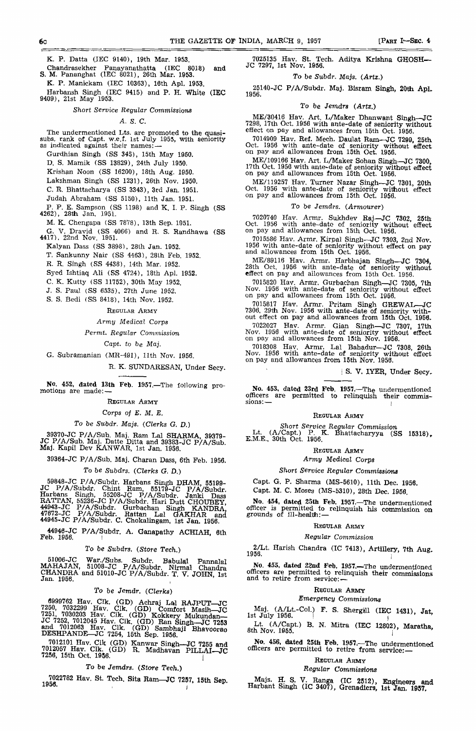K. P. Datta (IEC 9140), 19th Mar. 1953.

Chandrasekher Panayanathatta (IEC 8018) and S. M. Pananghat (IEC 8021), 26th Mar. 1953.

K. P. Manickam (IEC 10363), 16th Apl. 1953.

Harbansh Singh (IEC 9415) and P. H. White (IEC 9409), 21st May 1953.

*Short Service Regular Commissions*

*A. S. C.*

The undermentioned Lts. are promoted to the quasi-subs. rank of Capt. w.e.f. 1st July 1955, with seniority as indicated against their names:—

Gurdhian Singh (SS 345), 15th May 1950.

D. S. Mamik (SS 13829), 24th July 1950.

Krishan Noon (SS 16200), 18th Aug. 1950.

Lakshman Singh (SS 1231), 26th Nov. 1950.

C. R. Bhattacharya (SS 3343), 3rd Jan. 1951.

Judah Abraham (SS 5150), 11th Jan. 1951.

P. P. E. Sampson (SS 1198) and K. I. P. Singh (SS 4262), 28th Jan. 1951.

M. K. Chengapa (SS 7878), 13th Sep. 1951.

G. V. Dravid (SS 4066) and R. S. Randhawa (SS 4417), 22nd Nov. 1951.

Kalyan Dass (SS 3898), 28th Jan. 1952.

T. Sankunny Nair (SS 4463), 28th Feb. 1952.

R. R. Singh (SS 4438), 14th Mar. 1952.

Syed Ishtiaq Ali (SS 4724), 18th Apl. 1952.

C. K. Kutty (SS 11752), 30th May 1952.

J. S. Paul (SS 6535), 27th June 1952.

S. S. Bedi (SS 8418), 14th Nov. 1952.

REGULAR ARMY

*Army Medical Corps*

*Permt. Regular Commission*

*Capt. to be Maj.*

G. Subramanian (MR-491), 11th Nov. 1956.

R. K. SUNDARESAN, Under Secy.

---

**No. 452, dated 13th Feb. 1957.**—The following promotions are made:—

REGULAR ARMY

*Corps of E. M. E.*

*To be Subdr. Majs. (Clerks G. D.)*

39370-JC P/A/Sub. Maj. Ram Lal SHARMA, 39379-JC P/A/Sub. Maj. Datte Ditta and 39383-JC P/A/Sub. Maj. Kapil Dev KANWAR, 1st Jan. 1956.

39364-JC P/A/Sub. Maj. Charan Dass, 6th Feb. 1956.

*To be Subdrs. (Clerks G. D.)*

59848-JC P/A/Subdr. Harbans Singh DHAM, 55199-JC P/A/Subdr. Chint Ram, 55179-JC P/A/Subdr. Harbans Singh, 55208-JC P/A/Subdr. Janki Dass RATTAN, 55236-JC P/A/Subdr. Hari Dutt CHOUBEY, 44943-JC P/A/Subdr. Gurbachan Singh KANDRA, 47672-JC P/A/Subdr. Rattan Lal GAKHAR and 44945-JC P/A/Subdr. C. Chokalingam, 1st Jan. 1956.

44946-JC P/A/Subdr. A. Ganapathy ACHIAH, 6th Feb. 1956.

*To be Subdrs. (Store Tech.)*

51006-JC War./Subs. Subdr. Babulal Pannalal MAHAJAN, 51008-JC P/A/Subdr. Nirmal Chandra CHANDRA and 51010-JC P/A/Subdr. T. V. JOHN, 1st Jan. 1956.

*To be Jemdr. (Clerks)*

6999762 Hav. Clk. (GD) Achraj Lal RAJPUT—JC 7250, 7032299 Hav. Clk. (GD) Comfort Masih—JC 7251, 7030203 Hav. Clk. (GD) Kokkery Mukundan—JC 7252, 7012045 Hav. Clk. (GD) Ran Singh—JC 7253 and 7012063 Hav. Clk. (GD) Sambhaji Bhavoorao DESHPANDE—JC 7254, 15th Sep. 1956.

7012101 Hav. Clk (GD) Kanwar Singh—JC 7255 and 7012057 Hav. Clk. (GD) R. Madhavan PILLAI—JC 7256, 15th Oct. 1956.

*To be Jemdrs. (Store Tech.)*

7022782 Hav. St. Tech. Sita Ram—JC 7257, 15th Sep. 1956.

7025135 Hav. St. Tech. Aditya Krishna GHOSH—JC 7297, 1st Nov. 1956.

*To be Subdr. Majs. (Artz.)*

25140-JC P/A/Subdr. Maj. Bisram Singh, 20th Apl. 1956.

*To be Jemdrs (Artz.)*

ME/30416 Hav. Art. L/Maker Dhanwant Singh—JC 7298, 17th Oct. 1956 with ante-date of seniority without effect on pay and allowances from 15th Oct. 1956.

7014909 Hav. Ref. Mech. Daulat Ram—JC 7299, 25th Oct. 1956 with ante-date of seniority without effect on pay and allowances from 15th Oct. 1956.

ME/109166 Hav. Art. L/Maker Sohan Singh—JC 7300, 17th Oct. 1956 with ante-date of seniority without effect on pay and allowances from 15th Oct. 1956.

ME/119257 Hav. Turner Nazar Singh—JC 7301, 20th Oct. 1956 with ante-date of seniority without effect on pay and allowances from 15th Oct. 1956.

*To be Jemdrs. (Armourer)*

7020740 Hav. Armr. Sukhdev Raj—JC 7302, 25th Oct. 1956 with ante-date of seniority without effect on pay and allowances from 15th Oct. 1956.

7015586 Hav. Armr. Kirpal Singh—JC 7303, 2nd Nov. 1956 with ante-date of seniority without effect on pay and allowances from 15th Oct. 1956.

ME/89116 Hav. Armr. Harbhajan Singh—JC 7304, 28th Oct. 1956 with ante-date of seniority without effect on pay and allowances from 15th Oct. 1956.

7015820 Hav. Armr. Gurbachan Singh—JC 7305, 7th Nov. 1956 with ante-date of seniority without effect on pay and allowances from 15th Oct. 1956.

7015817 Hav. Armr. Pritam Singh GREWAL—JC 7306, 29th Nov. 1956 with ante-date of seniority without effect on pay and allowances from 15th Oct. 1956.

7022027 Hav. Armr. Gian Singh—JC 7307, 17th Nov. 1956 with ante-date of seniority without effect on pay and allowances from 15th Nov. 1956.

7018308 Hav. Armr. Lal Bahadur—JC 7308, 26th Nov. 1956 with ante-date of seniority without effect on pay and allowances from 15th Nov. 1956.

S. V. IYER, Under Secy.

---

**No. 453, dated 23rd Feb. 1957.**—The undermentioned officers are permitted to relinquish their commissions:—

REGULAR ARMY

*Short Service Regular Commission*

Lt. (A/Capt.) P. K. Bhattacharyya (SS 15318), E.M.E., 30th Oct. 1956.

REGULAR ARMY

*Army Medical Corps*

*Short Service Regular Commissions*

Capt. G. P. Sharma (MS-5610), 11th Dec. 1956.

Capt. M. C. Moses (MS-5310), 28th Dec. 1956.

**No. 454, dated 25th Feb. 1957.**—The undermentioned officer is permitted to relinquish his commission on grounds of ill-health:—

REGULAR ARMY

*Regular Commission*

2/Lt. Harish Chandra (IC 7413), Artillery, 7th Aug. 1956.

**No. 455, dated 22nd Feb. 1957.**—The undermentioned officers are permitted to relinquish their commissions and to retire from service:—

REGULAR ARMY

*Emergency Commissions*

Maj. (A/Lt.-Col.) F. S. Shergill (IEC 1431), Jat, 1st July 1956.

Lt. (A/Capt.) B. N. Mitra (IEC 12802), Maratha, 8th Nov. 1955.

**No. 456, dated 25th Feb. 1957.**—The undermentioned officers are permitted to retire from service:—

REGULAR ARMY

*Regular Commissions*

Majs. H. S. V. Ranga (IC 2512), Engineers and Harbant Singh (IC 3407), Grenadiers, 1st Jan. 1957.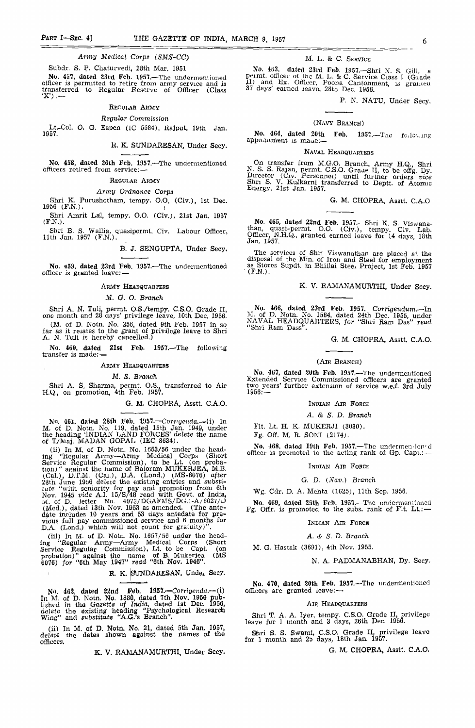*Army Medical Corps (SMS-CC)*

Subdr. S. P. Chaturvedi, 28th Mar. 1951

**No. 457, dated 23rd Feb. 1957.**—The undermentioned officer is permitted to retire from army service and is transferred to Regular Reserve of Officer (Class 'X'):—

REGULAR ARMY

*Regular Commission*

Lt.-Col. O. G. Eapen (IC 5584), Rajput, 19th Jan. 1957.

R. K. SUNDARESAN, Under Secy.

---

**No. 458, dated 26th Feb. 1957.**—The undermentioned officers retired from service:—

REGULAR ARMY

*Army Ordnance Corps*

Shri K. Purushotham, tempy. O.O. (Civ.), 1st Dec. 1956 (F.N.).

Shri Amrit Lal, tempy. O.O. (Civ.), 21st Jan. 1957 (F.N.).

Shri B. S. Wallia, quasipermt. Civ. Labour Officer, 11th Jan. 1957 (F.N.).

B. J. SENGUPTA, Under Secy.

---

**No. 459, dated 23rd Feb. 1957.**—The undermentioned officer is granted leave:—

ARMY HEADQUARTERS

*M. G. O. Branch*

Shri A. N. Tuli, permt. O.S./tempy. C.S.O. Grade II, one month and 28 days' privilege leave, 10th Dec. 1956.

(M. of D. Notn. No. 256, dated 9th Feb. 1957 in so far as it relates to the grant of privilege leave to Shri A. N. Tuli is hereby cancelled.)

**No. 460, dated 21st Feb. 1957.**—The following transfer is made:—

ARMY HEADQUARTERS

*M. S. Branch*

Shri A. S. Sharma, permt. O.S., transferred to Air H.Q., on promotion, 4th Feb. 1957.

G. M. CHOPRA, Asstt. C.A.O.

---

**No. 461, dated 28th Feb. 1957.**—*Corrigenda.*—(i) In M. of D. Notn. No. 119, dated 15th Jan. 1949, under the heading 'INDIAN LAND FORCES' *delete* the name of T/Maj. MADAN GOPAL (IEC 8634).

(ii) In M. of D. Notn. No. 1653/56 under the heading "Regular Army—Army Medical Corps (Short Service Regular Commission), to be Lt. (on probation)" against the name of Baloram MUKERJEA, M.B. (Cal.), D.T.M. (Cal.), D.A. (Lond.) (MS-6076) *after* 28th June 1956 *delete* the existing entries and *substitute* "with seniority for pay and promotion from 6th Nov. 1945 *vide* A.I. 15/S/48 read with Govt. of India, M. of D. letter No. 4073/DGAFMS/DG.1-A/6027/D (Med.), dated 13th Nov. 1953 as amended. (The antedate includes 10 years and 53 days antedate for previous full pay commissioned service and 6 months for D.A. (Lond.) which will not count for gratuity)".

(iii) In M. of D. Notn. No. 1657/56 under the heading "Regular Army—Army Medical Corps (Short Service Regular Commission), Lt. to be Capt. (on probation)" against the name of B. Mukerjea (MS 6076) *for* "6th May 1947" *read* "6th Nov. 1946".

R. K. SUNDARESAN, Under Secy.

---

**No. 462, dated 22nd Feb. 1957.**—*Corrigenda.*—(i) In M. of D. Notn. No. 1880, dated 7th Nov. 1956 published in the *Gazette of India*, dated 1st Dec. 1956, *delete* the existing heading "Psychological Research Wing" and *substitute* "A.G.'s Branch".

(ii) In M. of D. Notn. No. 21, dated 5th Jan. 1957, *delete* the dates shown against the names of the officers.

K. V. RAMANAMURTHI, Under Secy.

---

M. L. & C. SERVICE

**No. 463, dated 23rd Feb. 1957.**—Shri N. S. Gill, a permt. officer of the M. L. & C. Service Class I (Grade II) and Ex. Officer, Poona Cantonment, is granted 37 days' earned leave, 28th Dec. 1956.

P. N. NATU, Under Secy.

---

(NAVY BRANCH)

**No. 464, dated 20th Feb. 1957.**—The following appointment is made:—

NAVAL HEADQUARTERS

On transfer from M.G.O. Branch, Army H.Q., Shri N. S. S. Rajan, permt. C.S.O. Grade II, to be offg. Dy. Director (Civ. Personnel) until further orders *vice* Shri S. V. Kulkarni transferred to Deptt. of Atomic Energy, 21st Jan. 1957.

G. M. CHOPRA, Asstt. C.A.O.

---

**No. 465, dated 22nd Feb. 1957.**—Shri K. S. Viswanathan, quasi-permt. O.O. (Civ.), tempy. Civ. Lab. Officer, N.H.Q., granted earned leave for 14 days, 18th Jan. 1957.

The services of Shri Viswanathan are placed at the disposal of the Min. of Iron and Steel for employment as Stores Supdt. in Bhillai Steel Project, 1st Feb. 1957 (F.N.).

K. V. RAMANAMURTHI, Under Secy.

---

**No. 466, dated 23rd Feb. 1957.** *Corrigendum.*—In M. of D. Notn. No. 1584, dated 24th Dec. 1955, under NAVAL HEADQUARTERS, *for* "Shri Ram Das" *read* "Shri Ram Dass".

G. M. CHOPRA, Asstt. C.A.O.

---

(AIR BRANCH)

**No. 467, dated 20th Feb. 1957.**—The undermentioned Extended Service Commissioned officers are granted two years' further extension of service w.e.f. 3rd July 1956:—

INDIAN AIR FORCE

*A. & S. D. Branch*

Flt. Lt. H. K. MUKERJI (3030).

Fg. Off. M. R. SONI (2174).

**No. 468, dated 19th Feb. 1957.**—The undermentioned officer is promoted to the acting rank of Gp. Capt.:—

INDIAN AIR FORCE

*G. D. (Nav.) Branch*

Wg. Cdr. D. A. Mehta (1625), 11th Sep. 1956.

**No. 469, dated 25th Feb. 1957.**—The undermentioned Fg. Offr. is promoted to the subs. rank of Flt. Lt.:—

INDIAN AIR FORCE

*A. & S. D. Branch*

M. G. Hastak (3691), 4th Nov. 1955.

N. A. PADMANABHAN, Dy. Secy.

---

**No. 470, dated 20th Feb. 1957.**—The undermentioned officers are granted leave:—

AIR HEADQUARTERS

Shri T. A. A. Iyer, tempy. C.S.O. Grade II, privilege leave for 1 month and 3 days, 26th Dec. 1956.

Shri S. S. Swami, C.S.O. Grade II, privilege leave for 1 month and 25 days, 18th Jan. 1957.

G. M. CHOPRA, Asstt. C.A.O.